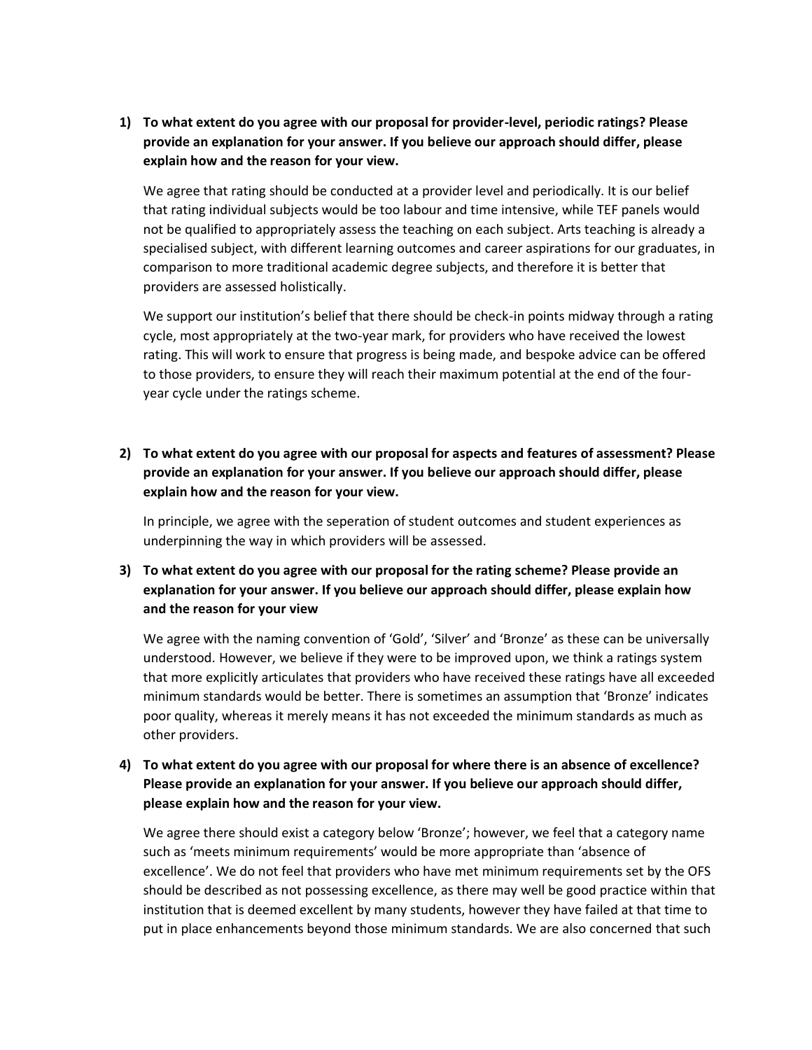1) **To what extent do you agree with our proposal for provider-level, periodic ratings? Please provide an explanation for your answer. If you believe our approach should differ, please explain how and the reason for your view.**

   We agree that rating should be conducted at a provider level and periodically. It is our belief that rating individual subjects would be too labour and time intensive, while TEF panels would not be qualified to appropriately assess the teaching on each subject. Arts teaching is already a specialised subject, with different learning outcomes and career aspirations for our graduates, in comparison to more traditional academic degree subjects, and therefore it is better that providers are assessed holistically.

   We support our institution's belief that there should be check-in points midway through a rating cycle, most appropriately at the two-year mark, for providers who have received the lowest rating. This will work to ensure that progress is being made, and bespoke advice can be offered to those providers, to ensure they will reach their maximum potential at the end of the four-year cycle under the ratings scheme.

2) **To what extent do you agree with our proposal for aspects and features of assessment? Please provide an explanation for your answer. If you believe our approach should differ, please explain how and the reason for your view.**

   In principle, we agree with the seperation of student outcomes and student experiences as underpinning the way in which providers will be assessed.

3) **To what extent do you agree with our proposal for the rating scheme? Please provide an explanation for your answer. If you believe our approach should differ, please explain how and the reason for your view**

   We agree with the naming convention of 'Gold', 'Silver' and 'Bronze' as these can be universally understood. However, we believe if they were to be improved upon, we think a ratings system that more explicitly articulates that providers who have received these ratings have all exceeded minimum standards would be better. There is sometimes an assumption that 'Bronze' indicates poor quality, whereas it merely means it has not exceeded the minimum standards as much as other providers.

4) **To what extent do you agree with our proposal for where there is an absence of excellence? Please provide an explanation for your answer. If you believe our approach should differ, please explain how and the reason for your view.**

   We agree there should exist a category below 'Bronze'; however, we feel that a category name such as 'meets minimum requirements' would be more appropriate than 'absence of excellence'. We do not feel that providers who have met minimum requirements set by the OFS should be described as not possessing excellence, as there may well be good practice within that institution that is deemed excellent by many students, however they have failed at that time to put in place enhancements beyond those minimum standards. We are also concerned that such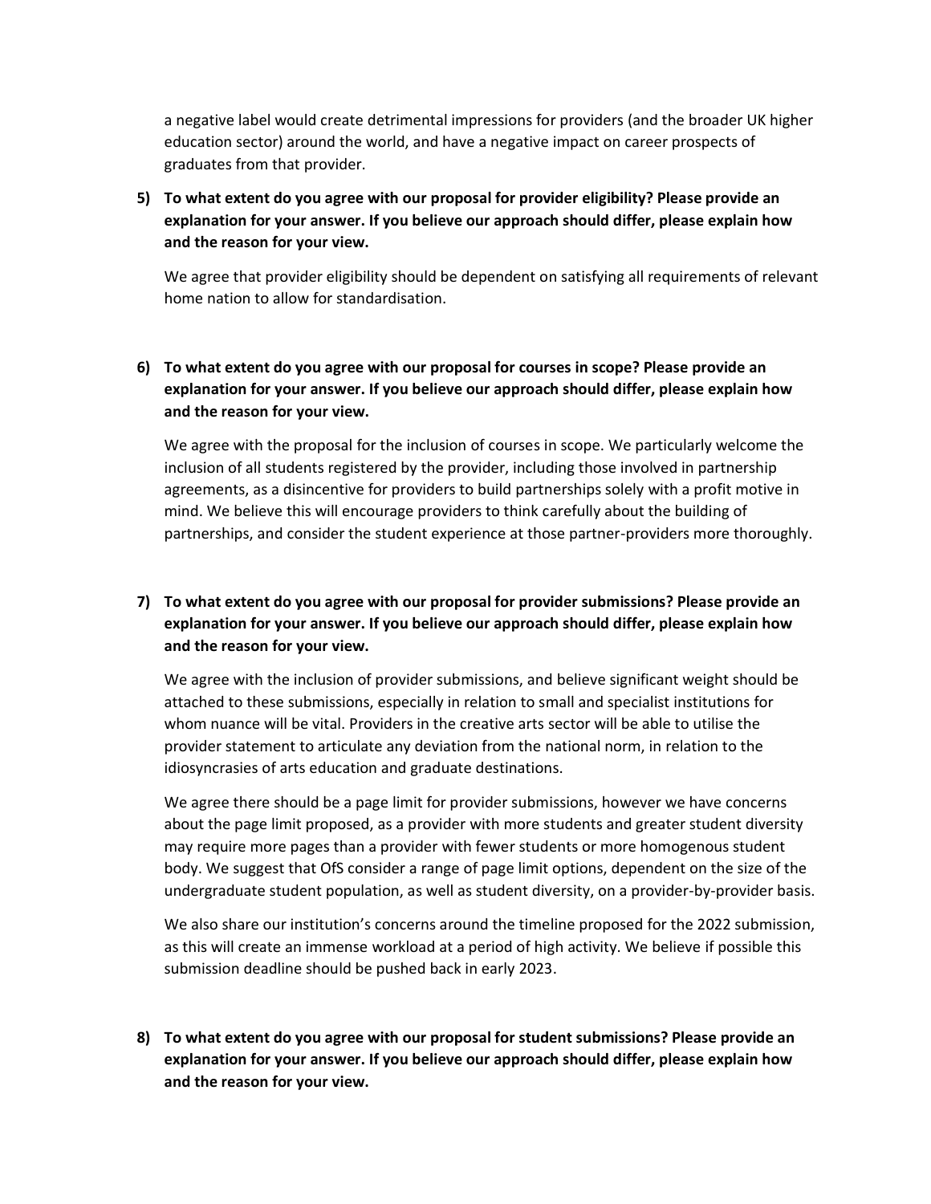a negative label would create detrimental impressions for providers (and the broader UK higher education sector) around the world, and have a negative impact on career prospects of graduates from that provider.

**5) To what extent do you agree with our proposal for provider eligibility? Please provide an explanation for your answer. If you believe our approach should differ, please explain how and the reason for your view.**

We agree that provider eligibility should be dependent on satisfying all requirements of relevant home nation to allow for standardisation.

**6) To what extent do you agree with our proposal for courses in scope? Please provide an explanation for your answer. If you believe our approach should differ, please explain how and the reason for your view.**

We agree with the proposal for the inclusion of courses in scope. We particularly welcome the inclusion of all students registered by the provider, including those involved in partnership agreements, as a disincentive for providers to build partnerships solely with a profit motive in mind. We believe this will encourage providers to think carefully about the building of partnerships, and consider the student experience at those partner-providers more thoroughly.

**7) To what extent do you agree with our proposal for provider submissions? Please provide an explanation for your answer. If you believe our approach should differ, please explain how and the reason for your view.**

We agree with the inclusion of provider submissions, and believe significant weight should be attached to these submissions, especially in relation to small and specialist institutions for whom nuance will be vital. Providers in the creative arts sector will be able to utilise the provider statement to articulate any deviation from the national norm, in relation to the idiosyncrasies of arts education and graduate destinations.

We agree there should be a page limit for provider submissions, however we have concerns about the page limit proposed, as a provider with more students and greater student diversity may require more pages than a provider with fewer students or more homogenous student body. We suggest that OfS consider a range of page limit options, dependent on the size of the undergraduate student population, as well as student diversity, on a provider-by-provider basis.

We also share our institution's concerns around the timeline proposed for the 2022 submission, as this will create an immense workload at a period of high activity. We believe if possible this submission deadline should be pushed back in early 2023.

**8) To what extent do you agree with our proposal for student submissions? Please provide an explanation for your answer. If you believe our approach should differ, please explain how and the reason for your view.**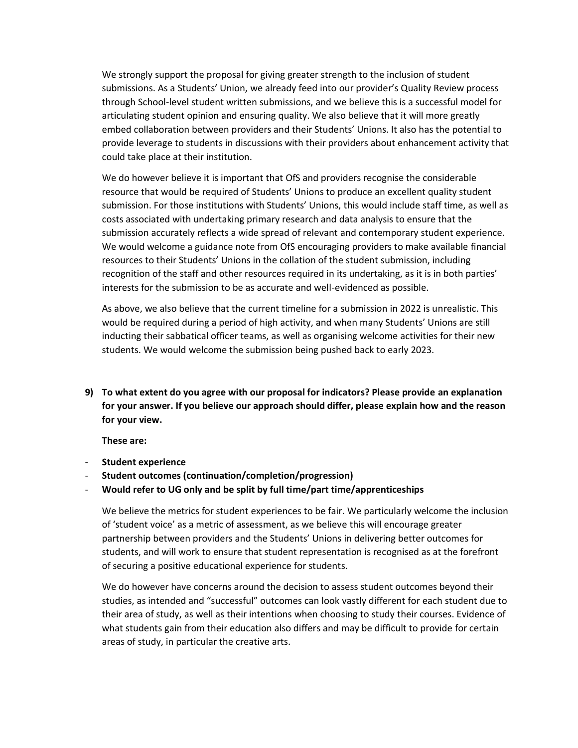We strongly support the proposal for giving greater strength to the inclusion of student submissions. As a Students' Union, we already feed into our provider's Quality Review process through School-level student written submissions, and we believe this is a successful model for articulating student opinion and ensuring quality. We also believe that it will more greatly embed collaboration between providers and their Students' Unions. It also has the potential to provide leverage to students in discussions with their providers about enhancement activity that could take place at their institution.

We do however believe it is important that OfS and providers recognise the considerable resource that would be required of Students' Unions to produce an excellent quality student submission. For those institutions with Students' Unions, this would include staff time, as well as costs associated with undertaking primary research and data analysis to ensure that the submission accurately reflects a wide spread of relevant and contemporary student experience. We would welcome a guidance note from OfS encouraging providers to make available financial resources to their Students' Unions in the collation of the student submission, including recognition of the staff and other resources required in its undertaking, as it is in both parties' interests for the submission to be as accurate and well-evidenced as possible.

As above, we also believe that the current timeline for a submission in 2022 is unrealistic. This would be required during a period of high activity, and when many Students' Unions are still inducting their sabbatical officer teams, as well as organising welcome activities for their new students. We would welcome the submission being pushed back to early 2023.

**9) To what extent do you agree with our proposal for indicators? Please provide an explanation for your answer. If you believe our approach should differ, please explain how and the reason for your view.**

**These are:**

- **Student experience**
- **Student outcomes (continuation/completion/progression)**
- **Would refer to UG only and be split by full time/part time/apprenticeships**

We believe the metrics for student experiences to be fair. We particularly welcome the inclusion of 'student voice' as a metric of assessment, as we believe this will encourage greater partnership between providers and the Students' Unions in delivering better outcomes for students, and will work to ensure that student representation is recognised as at the forefront of securing a positive educational experience for students.

We do however have concerns around the decision to assess student outcomes beyond their studies, as intended and "successful" outcomes can look vastly different for each student due to their area of study, as well as their intentions when choosing to study their courses. Evidence of what students gain from their education also differs and may be difficult to provide for certain areas of study, in particular the creative arts.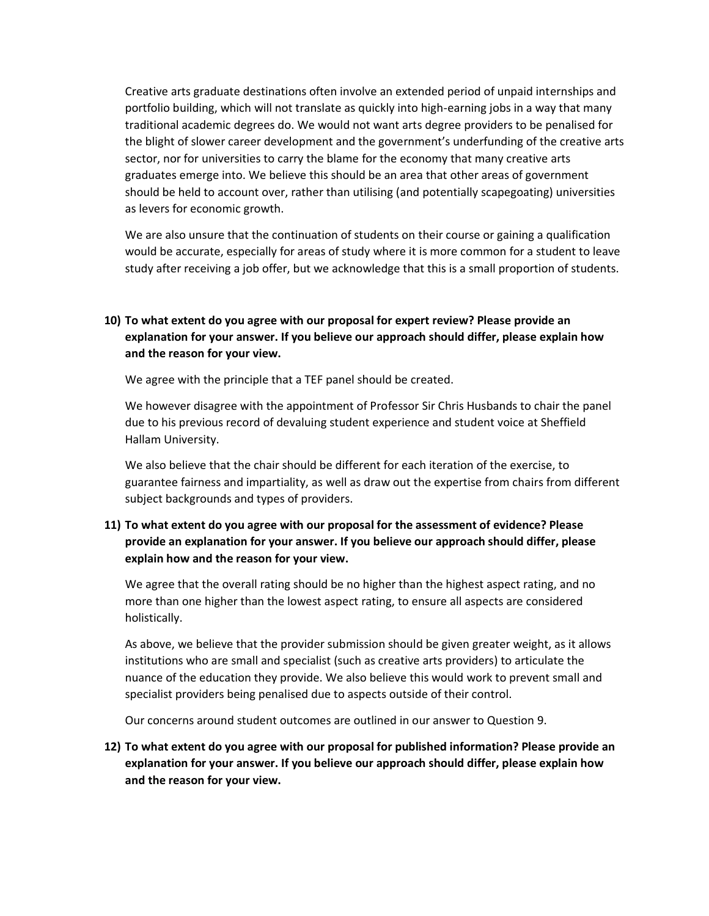Creative arts graduate destinations often involve an extended period of unpaid internships and portfolio building, which will not translate as quickly into high-earning jobs in a way that many traditional academic degrees do. We would not want arts degree providers to be penalised for the blight of slower career development and the government's underfunding of the creative arts sector, nor for universities to carry the blame for the economy that many creative arts graduates emerge into. We believe this should be an area that other areas of government should be held to account over, rather than utilising (and potentially scapegoating) universities as levers for economic growth.

We are also unsure that the continuation of students on their course or gaining a qualification would be accurate, especially for areas of study where it is more common for a student to leave study after receiving a job offer, but we acknowledge that this is a small proportion of students.

**10) To what extent do you agree with our proposal for expert review? Please provide an explanation for your answer. If you believe our approach should differ, please explain how and the reason for your view.**

We agree with the principle that a TEF panel should be created.

We however disagree with the appointment of Professor Sir Chris Husbands to chair the panel due to his previous record of devaluing student experience and student voice at Sheffield Hallam University.

We also believe that the chair should be different for each iteration of the exercise, to guarantee fairness and impartiality, as well as draw out the expertise from chairs from different subject backgrounds and types of providers.

**11) To what extent do you agree with our proposal for the assessment of evidence? Please provide an explanation for your answer. If you believe our approach should differ, please explain how and the reason for your view.**

We agree that the overall rating should be no higher than the highest aspect rating, and no more than one higher than the lowest aspect rating, to ensure all aspects are considered holistically.

As above, we believe that the provider submission should be given greater weight, as it allows institutions who are small and specialist (such as creative arts providers) to articulate the nuance of the education they provide. We also believe this would work to prevent small and specialist providers being penalised due to aspects outside of their control.

Our concerns around student outcomes are outlined in our answer to Question 9.

**12) To what extent do you agree with our proposal for published information? Please provide an explanation for your answer. If you believe our approach should differ, please explain how and the reason for your view.**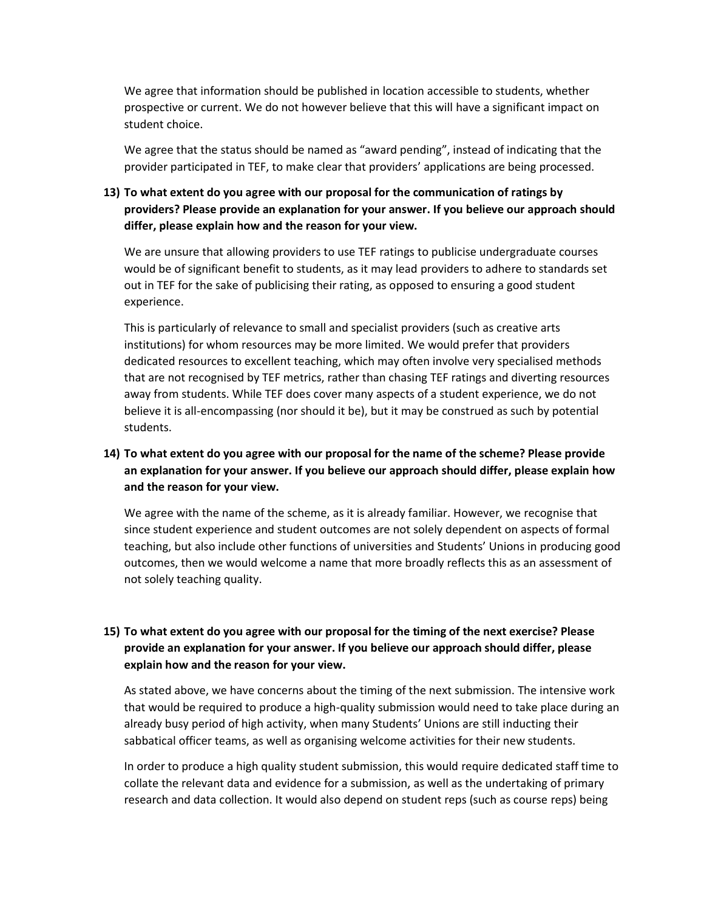We agree that information should be published in location accessible to students, whether prospective or current. We do not however believe that this will have a significant impact on student choice.

We agree that the status should be named as "award pending", instead of indicating that the provider participated in TEF, to make clear that providers' applications are being processed.

**13) To what extent do you agree with our proposal for the communication of ratings by providers? Please provide an explanation for your answer. If you believe our approach should differ, please explain how and the reason for your view.**

We are unsure that allowing providers to use TEF ratings to publicise undergraduate courses would be of significant benefit to students, as it may lead providers to adhere to standards set out in TEF for the sake of publicising their rating, as opposed to ensuring a good student experience.

This is particularly of relevance to small and specialist providers (such as creative arts institutions) for whom resources may be more limited. We would prefer that providers dedicated resources to excellent teaching, which may often involve very specialised methods that are not recognised by TEF metrics, rather than chasing TEF ratings and diverting resources away from students. While TEF does cover many aspects of a student experience, we do not believe it is all-encompassing (nor should it be), but it may be construed as such by potential students.

**14) To what extent do you agree with our proposal for the name of the scheme? Please provide an explanation for your answer. If you believe our approach should differ, please explain how and the reason for your view.**

We agree with the name of the scheme, as it is already familiar. However, we recognise that since student experience and student outcomes are not solely dependent on aspects of formal teaching, but also include other functions of universities and Students' Unions in producing good outcomes, then we would welcome a name that more broadly reflects this as an assessment of not solely teaching quality.

**15) To what extent do you agree with our proposal for the timing of the next exercise? Please provide an explanation for your answer. If you believe our approach should differ, please explain how and the reason for your view.**

As stated above, we have concerns about the timing of the next submission. The intensive work that would be required to produce a high-quality submission would need to take place during an already busy period of high activity, when many Students' Unions are still inducting their sabbatical officer teams, as well as organising welcome activities for their new students.

In order to produce a high quality student submission, this would require dedicated staff time to collate the relevant data and evidence for a submission, as well as the undertaking of primary research and data collection. It would also depend on student reps (such as course reps) being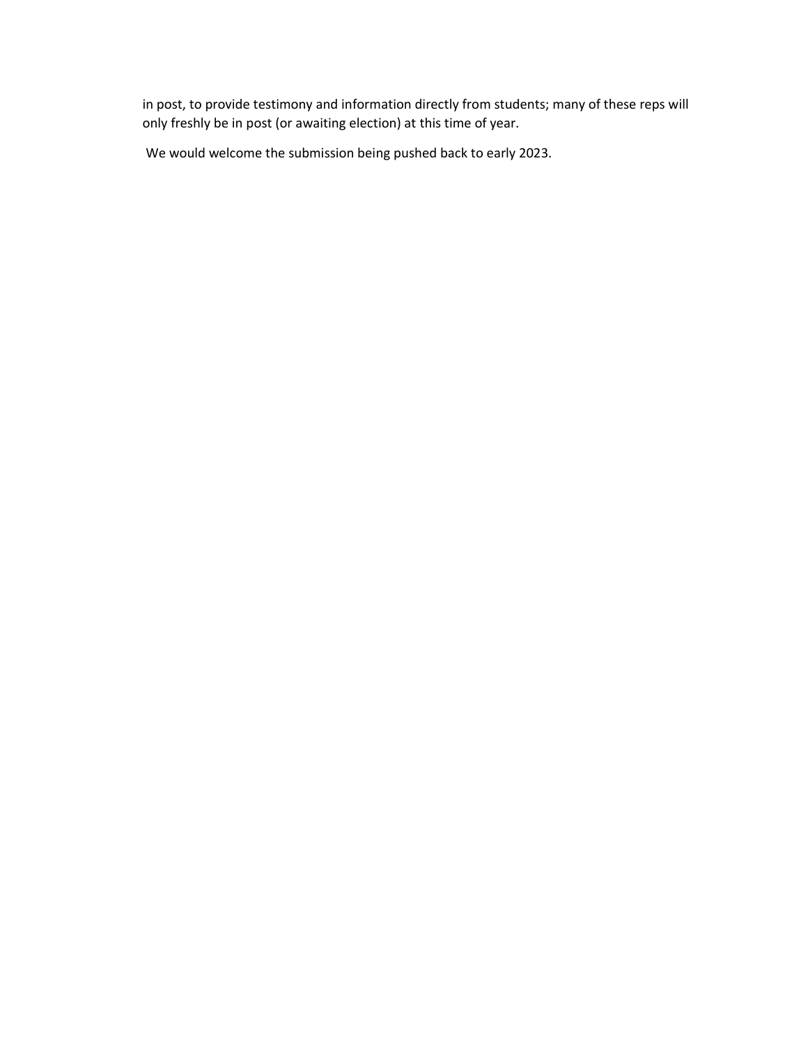in post, to provide testimony and information directly from students; many of these reps will only freshly be in post (or awaiting election) at this time of year.

We would welcome the submission being pushed back to early 2023.